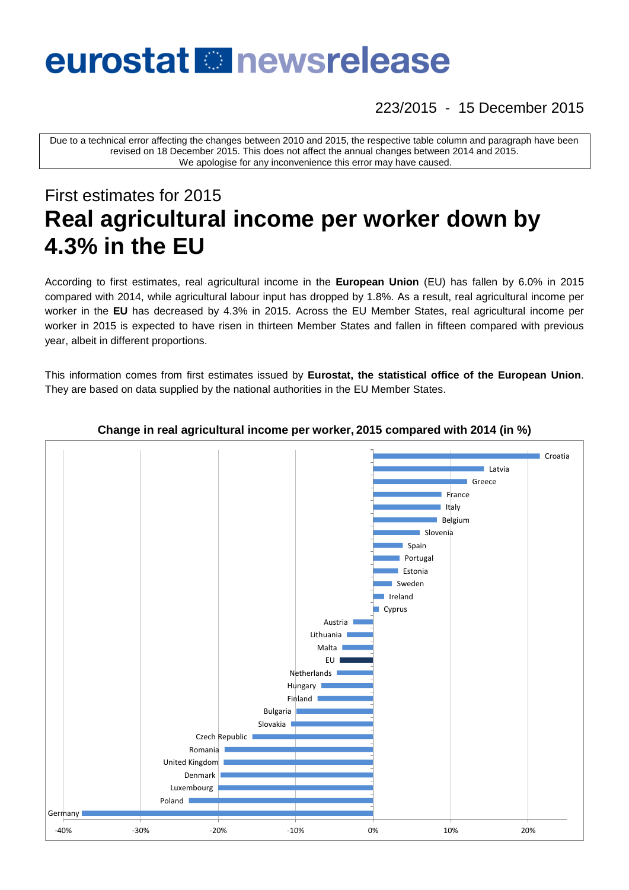# eurostat newsrelease

223/2015 - 15 December 2015

Due to a technical error affecting the changes between 2010 and 2015, the respective table column and paragraph have been revised on 18 December 2015. This does not affect the annual changes between 2014 and 2015. We apologise for any inconvenience this error may have caused.

## First estimates for 2015

# Real agricultural income per worker down by 4.3% in the EU

According to first estimates, real agricultural income in the **European Union** (EU) has fallen by 6.0% in 2015 compared with 2014, while agricultural labour input has dropped by 1.8%. As a result, real agricultural income per worker in the **EU** has decreased by 4.3% in 2015. Across the EU Member States, real agricultural income per worker in 2015 is expected to have risen in thirteen Member States and fallen in fifteen compared with previous year, albeit in different proportions.

This information comes from first estimates issued by **Eurostat, the statistical office of the European Union**. They are based on data supplied by the national authorities in the EU Member States.

**Change in real agricultural income per worker, 2015 compared with 2014 (in %)**

Croatia, Latvia, Greece, France, Italy, Belgium, Slovenia, Spain, Portugal, Estonia, Sweden, Ireland, Cyprus, Austria, Lithuania, Malta, EU, Netherlands, Hungary, Finland, Bulgaria, Slovakia, Czech Republic, Romania, United Kingdom, Denmark, Luxembourg, Poland, Germany

-40% -30% -20% -10% 0% 10% 20%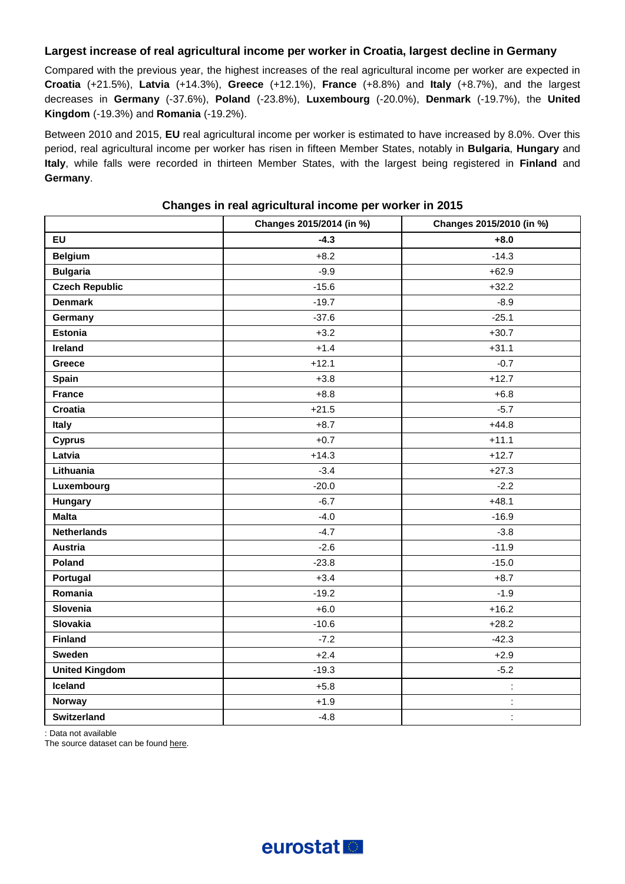### Largest increase of real agricultural income per worker in Croatia, largest decline in Germany

Compared with the previous year, the highest increases of the real agricultural income per worker are expected in **Croatia** (+21.5%), **Latvia** (+14.3%), **Greece** (+12.1%), **France** (+8.8%) and **Italy** (+8.7%), and the largest decreases in **Germany** (-37.6%), **Poland** (-23.8%), **Luxembourg** (-20.0%), **Denmark** (-19.7%), the **United Kingdom** (-19.3%) and **Romania** (-19.2%).

Between 2010 and 2015, **EU** real agricultural income per worker is estimated to have increased by 8.0%. Over this period, real agricultural income per worker has risen in fifteen Member States, notably in **Bulgaria**, **Hungary** and **Italy**, while falls were recorded in thirteen Member States, with the largest being registered in **Finland** and **Germany**.

**Changes in real agricultural income per worker in 2015**

| | Changes 2015/2014 (in %) | Changes 2015/2010 (in %) |
|---|---|---|
| **EU** | **-4.3** | **+8.0** |
| **Belgium** | +8.2 | -14.3 |
| **Bulgaria** | -9.9 | +62.9 |
| **Czech Republic** | -15.6 | +32.2 |
| **Denmark** | -19.7 | -8.9 |
| **Germany** | -37.6 | -25.1 |
| **Estonia** | +3.2 | +30.7 |
| **Ireland** | +1.4 | +31.1 |
| **Greece** | +12.1 | -0.7 |
| **Spain** | +3.8 | +12.7 |
| **France** | +8.8 | +6.8 |
| **Croatia** | +21.5 | -5.7 |
| **Italy** | +8.7 | +44.8 |
| **Cyprus** | +0.7 | +11.1 |
| **Latvia** | +14.3 | +12.7 |
| **Lithuania** | -3.4 | +27.3 |
| **Luxembourg** | -20.0 | -2.2 |
| **Hungary** | -6.7 | +48.1 |
| **Malta** | -4.0 | -16.9 |
| **Netherlands** | -4.7 | -3.8 |
| **Austria** | -2.6 | -11.9 |
| **Poland** | -23.8 | -15.0 |
| **Portugal** | +3.4 | +8.7 |
| **Romania** | -19.2 | -1.9 |
| **Slovenia** | +6.0 | +16.2 |
| **Slovakia** | -10.6 | +28.2 |
| **Finland** | -7.2 | -42.3 |
| **Sweden** | +2.4 | +2.9 |
| **United Kingdom** | -19.3 | -5.2 |
| **Iceland** | +5.8 | : |
| **Norway** | +1.9 | : |
| **Switzerland** | -4.8 | : |

: Data not available

The source dataset can be found here.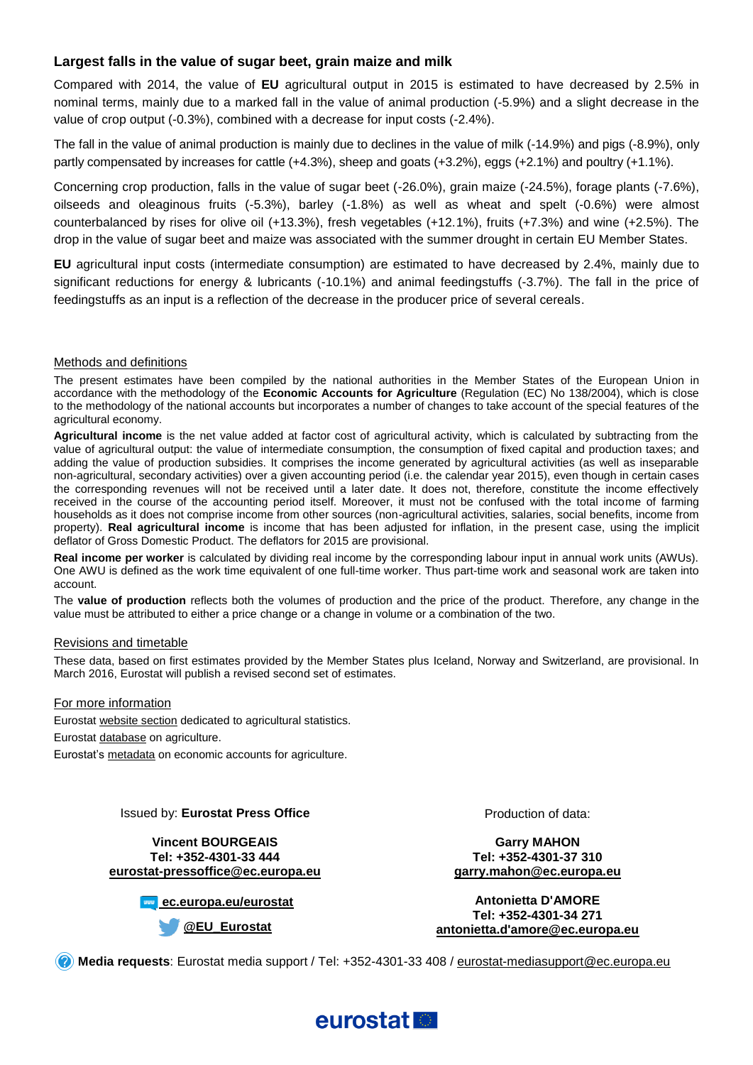## Largest falls in the value of sugar beet, grain maize and milk

Compared with 2014, the value of **EU** agricultural output in 2015 is estimated to have decreased by 2.5% in nominal terms, mainly due to a marked fall in the value of animal production (-5.9%) and a slight decrease in the value of crop output (-0.3%), combined with a decrease for input costs (-2.4%).

The fall in the value of animal production is mainly due to declines in the value of milk (-14.9%) and pigs (-8.9%), only partly compensated by increases for cattle (+4.3%), sheep and goats (+3.2%), eggs (+2.1%) and poultry (+1.1%).

Concerning crop production, falls in the value of sugar beet (-26.0%), grain maize (-24.5%), forage plants (-7.6%), oilseeds and oleaginous fruits (-5.3%), barley (-1.8%) as well as wheat and spelt (-0.6%) were almost counterbalanced by rises for olive oil (+13.3%), fresh vegetables (+12.1%), fruits (+7.3%) and wine (+2.5%). The drop in the value of sugar beet and maize was associated with the summer drought in certain EU Member States.

**EU** agricultural input costs (intermediate consumption) are estimated to have decreased by 2.4%, mainly due to significant reductions for energy & lubricants (-10.1%) and animal feedingstuffs (-3.7%). The fall in the price of feedingstuffs as an input is a reflection of the decrease in the producer price of several cereals.

### Methods and definitions

The present estimates have been compiled by the national authorities in the Member States of the European Union in accordance with the methodology of the **Economic Accounts for Agriculture** (Regulation (EC) No 138/2004), which is close to the methodology of the national accounts but incorporates a number of changes to take account of the special features of the agricultural economy.

**Agricultural income** is the net value added at factor cost of agricultural activity, which is calculated by subtracting from the value of agricultural output: the value of intermediate consumption, the consumption of fixed capital and production taxes; and adding the value of production subsidies. It comprises the income generated by agricultural activities (as well as inseparable non-agricultural, secondary activities) over a given accounting period (i.e. the calendar year 2015), even though in certain cases the corresponding revenues will not be received until a later date. It does not, therefore, constitute the income effectively received in the course of the accounting period itself. Moreover, it must not be confused with the total income of farming households as it does not comprise income from other sources (non-agricultural activities, salaries, social benefits, income from property). **Real agricultural income** is income that has been adjusted for inflation, in the present case, using the implicit deflator of Gross Domestic Product. The deflators for 2015 are provisional.

**Real income per worker** is calculated by dividing real income by the corresponding labour input in annual work units (AWUs). One AWU is defined as the work time equivalent of one full-time worker. Thus part-time work and seasonal work are taken into account.

The **value of production** reflects both the volumes of production and the price of the product. Therefore, any change in the value must be attributed to either a price change or a change in volume or a combination of the two.

### Revisions and timetable

These data, based on first estimates provided by the Member States plus Iceland, Norway and Switzerland, are provisional. In March 2016, Eurostat will publish a revised second set of estimates.

### For more information

Eurostat website section dedicated to agricultural statistics.

Eurostat database on agriculture.

Eurostat's metadata on economic accounts for agriculture.

Issued by: **Eurostat Press Office**

**Vincent BOURGEAIS**
**Tel: +352-4301-33 444**
**eurostat-pressoffice@ec.europa.eu**

**ec.europa.eu/eurostat**

**@EU_Eurostat**

Production of data:

**Garry MAHON**
**Tel: +352-4301-37 310**
**garry.mahon@ec.europa.eu**

**Antonietta D'AMORE**
**Tel: +352-4301-34 271**
**antonietta.d'amore@ec.europa.eu**

**Media requests**: Eurostat media support / Tel: +352-4301-33 408 / eurostat-mediasupport@ec.europa.eu